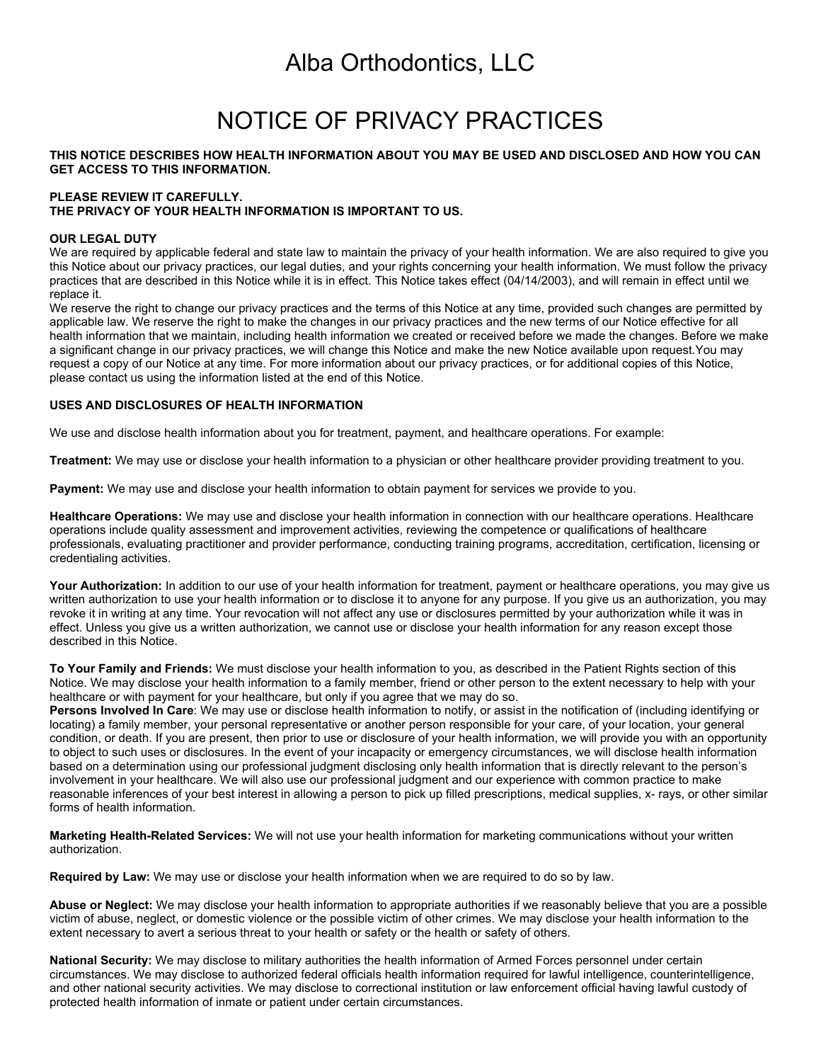# Alba Orthodontics, LLC

# NOTICE OF PRIVACY PRACTICES

**THIS NOTICE DESCRIBES HOW HEALTH INFORMATION ABOUT YOU MAY BE USED AND DISCLOSED AND HOW YOU CAN GET ACCESS TO THIS INFORMATION.**

**PLEASE REVIEW IT CAREFULLY.**
**THE PRIVACY OF YOUR HEALTH INFORMATION IS IMPORTANT TO US.**

**OUR LEGAL DUTY**
We are required by applicable federal and state law to maintain the privacy of your health information. We are also required to give you this Notice about our privacy practices, our legal duties, and your rights concerning your health information. We must follow the privacy practices that are described in this Notice while it is in effect. This Notice takes effect (04/14/2003), and will remain in effect until we replace it.
We reserve the right to change our privacy practices and the terms of this Notice at any time, provided such changes are permitted by applicable law. We reserve the right to make the changes in our privacy practices and the new terms of our Notice effective for all health information that we maintain, including health information we created or received before we made the changes. Before we make a significant change in our privacy practices, we will change this Notice and make the new Notice available upon request.You may request a copy of our Notice at any time. For more information about our privacy practices, or for additional copies of this Notice, please contact us using the information listed at the end of this Notice.

**USES AND DISCLOSURES OF HEALTH INFORMATION**

We use and disclose health information about you for treatment, payment, and healthcare operations. For example:

**Treatment:** We may use or disclose your health information to a physician or other healthcare provider providing treatment to you.

**Payment:** We may use and disclose your health information to obtain payment for services we provide to you.

**Healthcare Operations:** We may use and disclose your health information in connection with our healthcare operations. Healthcare operations include quality assessment and improvement activities, reviewing the competence or qualifications of healthcare professionals, evaluating practitioner and provider performance, conducting training programs, accreditation, certification, licensing or credentialing activities.

**Your Authorization:** In addition to our use of your health information for treatment, payment or healthcare operations, you may give us written authorization to use your health information or to disclose it to anyone for any purpose. If you give us an authorization, you may revoke it in writing at any time. Your revocation will not affect any use or disclosures permitted by your authorization while it was in effect. Unless you give us a written authorization, we cannot use or disclose your health information for any reason except those described in this Notice.

**To Your Family and Friends:** We must disclose your health information to you, as described in the Patient Rights section of this Notice. We may disclose your health information to a family member, friend or other person to the extent necessary to help with your healthcare or with payment for your healthcare, but only if you agree that we may do so.
**Persons Involved In Care**: We may use or disclose health information to notify, or assist in the notification of (including identifying or locating) a family member, your personal representative or another person responsible for your care, of your location, your general condition, or death. If you are present, then prior to use or disclosure of your health information, we will provide you with an opportunity to object to such uses or disclosures. In the event of your incapacity or emergency circumstances, we will disclose health information based on a determination using our professional judgment disclosing only health information that is directly relevant to the person's involvement in your healthcare. We will also use our professional judgment and our experience with common practice to make reasonable inferences of your best interest in allowing a person to pick up filled prescriptions, medical supplies, x- rays, or other similar forms of health information.

**Marketing Health-Related Services:** We will not use your health information for marketing communications without your written authorization.

**Required by Law:** We may use or disclose your health information when we are required to do so by law.

**Abuse or Neglect:** We may disclose your health information to appropriate authorities if we reasonably believe that you are a possible victim of abuse, neglect, or domestic violence or the possible victim of other crimes. We may disclose your health information to the extent necessary to avert a serious threat to your health or safety or the health or safety of others.

**National Security:** We may disclose to military authorities the health information of Armed Forces personnel under certain circumstances. We may disclose to authorized federal officials health information required for lawful intelligence, counterintelligence, and other national security activities. We may disclose to correctional institution or law enforcement official having lawful custody of protected health information of inmate or patient under certain circumstances.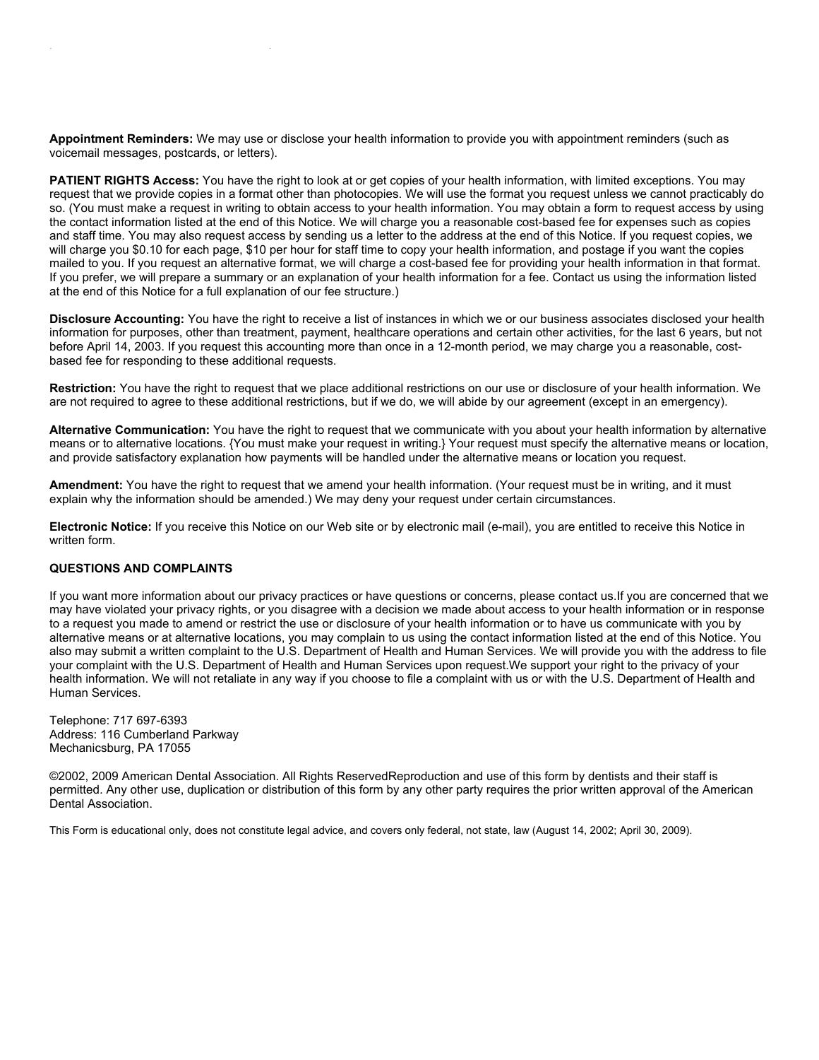**Appointment Reminders:** We may use or disclose your health information to provide you with appointment reminders (such as voicemail messages, postcards, or letters).

**PATIENT RIGHTS Access:** You have the right to look at or get copies of your health information, with limited exceptions. You may request that we provide copies in a format other than photocopies. We will use the format you request unless we cannot practicably do so. (You must make a request in writing to obtain access to your health information. You may obtain a form to request access by using the contact information listed at the end of this Notice. We will charge you a reasonable cost-based fee for expenses such as copies and staff time. You may also request access by sending us a letter to the address at the end of this Notice. If you request copies, we will charge you $0.10 for each page, $10 per hour for staff time to copy your health information, and postage if you want the copies mailed to you. If you request an alternative format, we will charge a cost-based fee for providing your health information in that format. If you prefer, we will prepare a summary or an explanation of your health information for a fee. Contact us using the information listed at the end of this Notice for a full explanation of our fee structure.)

**Disclosure Accounting:** You have the right to receive a list of instances in which we or our business associates disclosed your health information for purposes, other than treatment, payment, healthcare operations and certain other activities, for the last 6 years, but not before April 14, 2003. If you request this accounting more than once in a 12-month period, we may charge you a reasonable, cost-based fee for responding to these additional requests.

**Restriction:** You have the right to request that we place additional restrictions on our use or disclosure of your health information. We are not required to agree to these additional restrictions, but if we do, we will abide by our agreement (except in an emergency).

**Alternative Communication:** You have the right to request that we communicate with you about your health information by alternative means or to alternative locations. {You must make your request in writing.} Your request must specify the alternative means or location, and provide satisfactory explanation how payments will be handled under the alternative means or location you request.

**Amendment:** You have the right to request that we amend your health information. (Your request must be in writing, and it must explain why the information should be amended.) We may deny your request under certain circumstances.

**Electronic Notice:** If you receive this Notice on our Web site or by electronic mail (e-mail), you are entitled to receive this Notice in written form.

**QUESTIONS AND COMPLAINTS**

If you want more information about our privacy practices or have questions or concerns, please contact us.If you are concerned that we may have violated your privacy rights, or you disagree with a decision we made about access to your health information or in response to a request you made to amend or restrict the use or disclosure of your health information or to have us communicate with you by alternative means or at alternative locations, you may complain to us using the contact information listed at the end of this Notice. You also may submit a written complaint to the U.S. Department of Health and Human Services. We will provide you with the address to file your complaint with the U.S. Department of Health and Human Services upon request.We support your right to the privacy of your health information. We will not retaliate in any way if you choose to file a complaint with us or with the U.S. Department of Health and Human Services.

Telephone: 717 697-6393
Address: 116 Cumberland Parkway
Mechanicsburg, PA 17055

©2002, 2009 American Dental Association. All Rights ReservedReproduction and use of this form by dentists and their staff is permitted. Any other use, duplication or distribution of this form by any other party requires the prior written approval of the American Dental Association.

This Form is educational only, does not constitute legal advice, and covers only federal, not state, law (August 14, 2002; April 30, 2009).